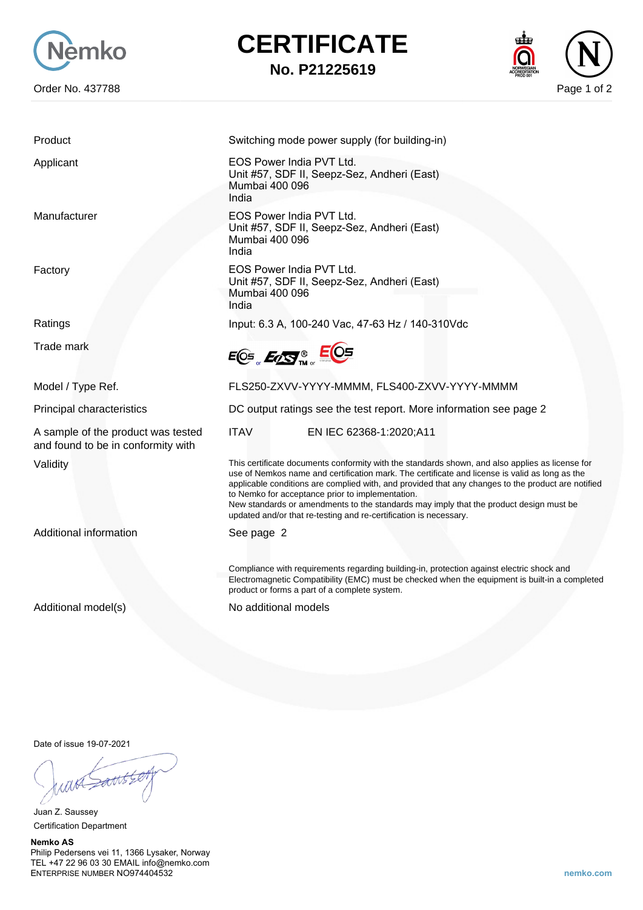Nemko

Order No. 437788

# CERTIFICATE

## No. P21225619

| | |
|---|---|
| Product | Switching mode power supply (for building-in) |
| Applicant | EOS Power India PVT Ltd.<br>Unit #57, SDF II, Seepz-Sez, Andheri (East)<br>Mumbai 400 096<br>India |
| Manufacturer | EOS Power India PVT Ltd.<br>Unit #57, SDF II, Seepz-Sez, Andheri (East)<br>Mumbai 400 096<br>India |
| Factory | EOS Power India PVT Ltd.<br>Unit #57, SDF II, Seepz-Sez, Andheri (East)<br>Mumbai 400 096<br>India |
| Ratings | Input: 6.3 A, 100-240 Vac, 47-63 Hz / 140-310Vdc |
| Trade mark | EOS or EOS® TM or EOS |
| Model / Type Ref. | FLS250-ZXVV-YYYY-MMMM, FLS400-ZXVV-YYYY-MMMM |
| Principal characteristics | DC output ratings see the test report. More information see page 2 |
| A sample of the product was tested and found to be in conformity with | ITAV EN IEC 62368-1:2020;A11 |
| Validity | This certificate documents conformity with the standards shown, and also applies as license for use of Nemkos name and certification mark. The certificate and license is valid as long as the applicable conditions are complied with, and provided that any changes to the product are notified to Nemko for acceptance prior to implementation.<br>New standards or amendments to the standards may imply that the product design must be updated and/or that re-testing and re-certification is necessary. |
| Additional information | See page 2<br><br>Compliance with requirements regarding building-in, protection against electric shock and Electromagnetic Compatibility (EMC) must be checked when the equipment is built-in a completed product or forms a part of a complete system. |
| Additional model(s) | No additional models |

Date of issue 19-07-2021

Juan Z. Saussey
Certification Department

**Nemko AS**
Philip Pedersens vei 11, 1366 Lysaker, Norway
TEL +47 22 96 03 30 EMAIL info@nemko.com
ENTERPRISE NUMBER NO974404532

nemko.com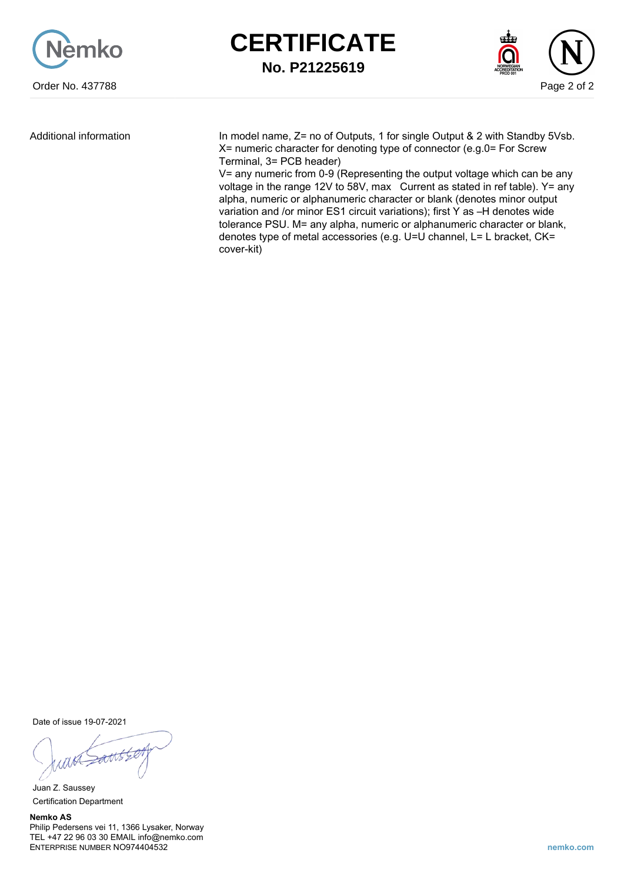# CERTIFICATE

**No. P21225619**

Order No. 437788

| | |
|---|---|
| Additional information | In model name, Z= no of Outputs, 1 for single Output & 2 with Standby 5Vsb. X= numeric character for denoting type of connector (e.g.0= For Screw Terminal, 3= PCB header) V= any numeric from 0-9 (Representing the output voltage which can be any voltage in the range 12V to 58V, max Current as stated in ref table). Y= any alpha, numeric or alphanumeric character or blank (denotes minor output variation and /or minor ES1 circuit variations); first Y as –H denotes wide tolerance PSU. M= any alpha, numeric or alphanumeric character or blank, denotes type of metal accessories (e.g. U=U channel, L= L bracket, CK= cover-kit) |

Date of issue 19-07-2021

Juan Z. Saussey
Certification Department

**Nemko AS**
Philip Pedersens vei 11, 1366 Lysaker, Norway
TEL +47 22 96 03 30 EMAIL info@nemko.com
ENTERPRISE NUMBER NO974404532

nemko.com